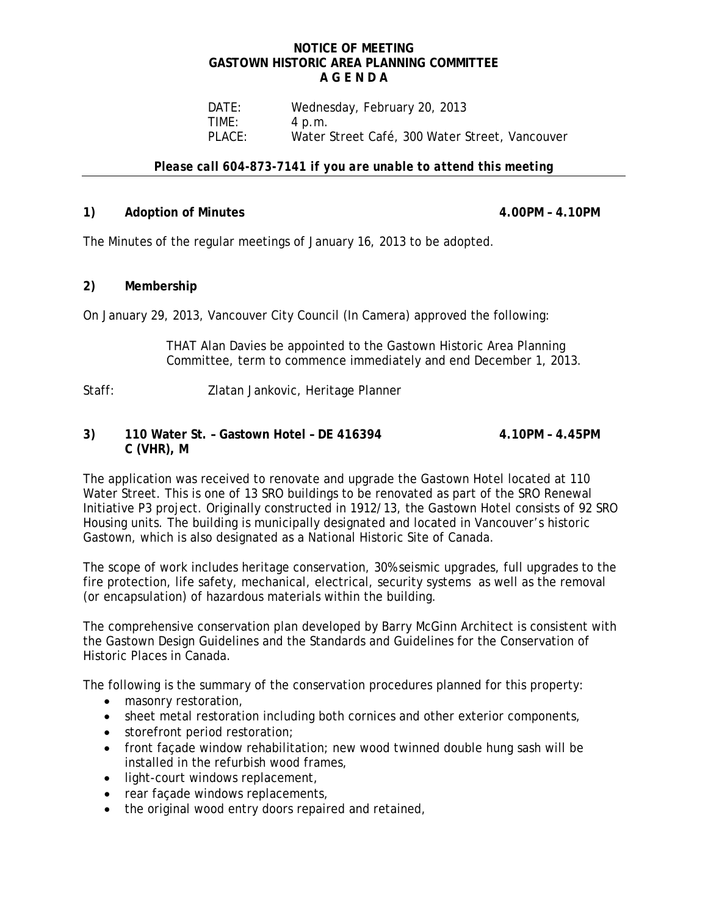# NOTICE OF MEETING
# GASTOWN HISTORIC AREA PLANNING COMMITTEE
# A G E N D A

DATE: Wednesday, February 20, 2013
TIME: 4 p.m.
PLACE: Water Street Café, 300 Water Street, Vancouver

***Please call 604-873-7141 if you are unable to attend this meeting***

---

## 1) Adoption of Minutes 4.00PM – 4.10PM

The Minutes of the regular meetings of January 16, 2013 to be adopted.

## 2) Membership

On January 29, 2013, Vancouver City Council (In Camera) approved the following:

> THAT Alan Davies be appointed to the Gastown Historic Area Planning Committee, term to commence immediately and end December 1, 2013.

Staff: Zlatan Jankovic, Heritage Planner

## 3) 110 Water St. – Gastown Hotel – DE 416394 4.10PM – 4.45PM
## C (VHR), M

The application was received to renovate and upgrade the Gastown Hotel located at 110 Water Street. This is one of 13 SRO buildings to be renovated as part of the SRO Renewal Initiative P3 project. Originally constructed in 1912/13, the Gastown Hotel consists of 92 SRO Housing units. The building is municipally designated and located in Vancouver's historic Gastown, which is also designated as a National Historic Site of Canada.

The scope of work includes heritage conservation, 30% seismic upgrades, full upgrades to the fire protection, life safety, mechanical, electrical, security systems as well as the removal (or encapsulation) of hazardous materials within the building.

The comprehensive conservation plan developed by Barry McGinn Architect is consistent with the Gastown Design Guidelines and the Standards and Guidelines for the Conservation of Historic Places in Canada.

The following is the summary of the conservation procedures planned for this property:

- masonry restoration,
- sheet metal restoration including both cornices and other exterior components,
- storefront period restoration;
- front façade window rehabilitation; new wood twinned double hung sash will be installed in the refurbish wood frames,
- light-court windows replacement,
- rear façade windows replacements,
- the original wood entry doors repaired and retained,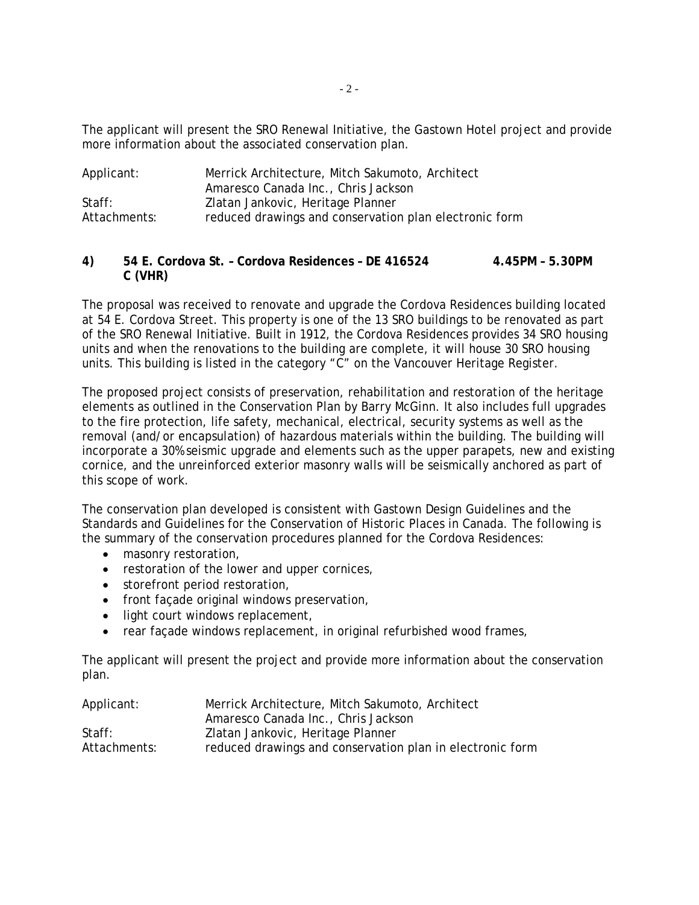The applicant will present the SRO Renewal Initiative, the Gastown Hotel project and provide more information about the associated conservation plan.

| | |
|---|---|
| Applicant: | Merrick Architecture, Mitch Sakumoto, Architect<br>Amaresco Canada Inc., Chris Jackson |
| Staff: | Zlatan Jankovic, Heritage Planner |
| Attachments: | reduced drawings and conservation plan electronic form |

**4) 54 E. Cordova St. – Cordova Residences – DE 416524 C (VHR)** **4.45PM – 5.30PM**

The proposal was received to renovate and upgrade the Cordova Residences building located at 54 E. Cordova Street. This property is one of the 13 SRO buildings to be renovated as part of the SRO Renewal Initiative. Built in 1912, the Cordova Residences provides 34 SRO housing units and when the renovations to the building are complete, it will house 30 SRO housing units. This building is listed in the category "C" on the Vancouver Heritage Register.

The proposed project consists of preservation, rehabilitation and restoration of the heritage elements as outlined in the Conservation Plan by Barry McGinn. It also includes full upgrades to the fire protection, life safety, mechanical, electrical, security systems as well as the removal (and/or encapsulation) of hazardous materials within the building. The building will incorporate a 30% seismic upgrade and elements such as the upper parapets, new and existing cornice, and the unreinforced exterior masonry walls will be seismically anchored as part of this scope of work.

The conservation plan developed is consistent with Gastown Design Guidelines and the Standards and Guidelines for the Conservation of Historic Places in Canada. The following is the summary of the conservation procedures planned for the Cordova Residences:

- masonry restoration,
- restoration of the lower and upper cornices,
- storefront period restoration,
- front façade original windows preservation,
- light court windows replacement,
- rear façade windows replacement, in original refurbished wood frames,

The applicant will present the project and provide more information about the conservation plan.

| | |
|---|---|
| Applicant: | Merrick Architecture, Mitch Sakumoto, Architect<br>Amaresco Canada Inc., Chris Jackson |
| Staff: | Zlatan Jankovic, Heritage Planner |
| Attachments: | reduced drawings and conservation plan in electronic form |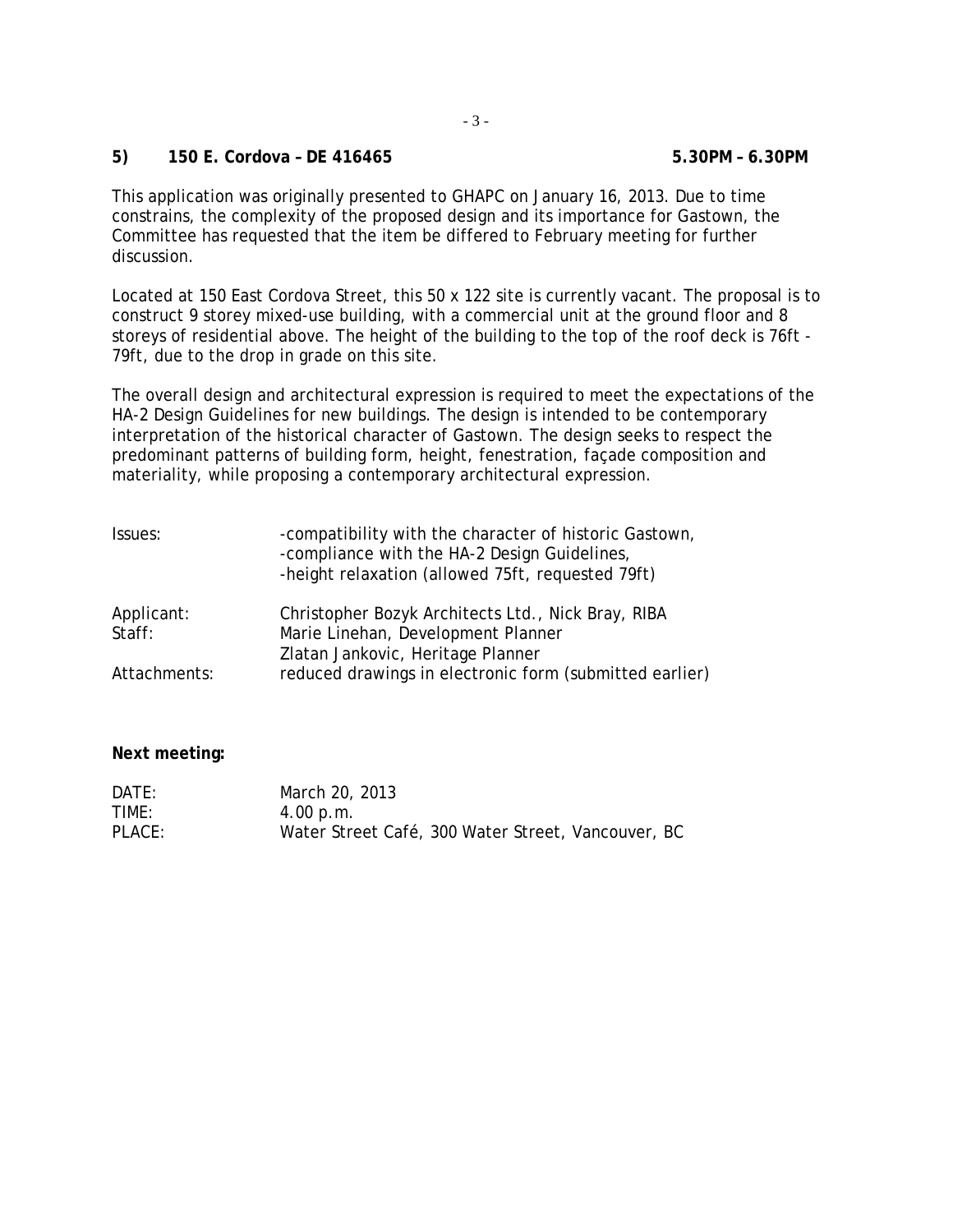**5) 150 E. Cordova – DE 416465 5.30PM – 6.30PM**

This application was originally presented to GHAPC on January 16, 2013. Due to time constrains, the complexity of the proposed design and its importance for Gastown, the Committee has requested that the item be differed to February meeting for further discussion.

Located at 150 East Cordova Street, this 50 x 122 site is currently vacant. The proposal is to construct 9 storey mixed-use building, with a commercial unit at the ground floor and 8 storeys of residential above. The height of the building to the top of the roof deck is 76ft - 79ft, due to the drop in grade on this site.

The overall design and architectural expression is required to meet the expectations of the HA-2 Design Guidelines for new buildings. The design is intended to be contemporary interpretation of the historical character of Gastown. The design seeks to respect the predominant patterns of building form, height, fenestration, façade composition and materiality, while proposing a contemporary architectural expression.

| | |
|---|---|
| Issues: | -compatibility with the character of historic Gastown,<br>-compliance with the HA-2 Design Guidelines,<br>-height relaxation (allowed 75ft, requested 79ft) |
| Applicant: | Christopher Bozyk Architects Ltd., Nick Bray, RIBA |
| Staff: | Marie Linehan, Development Planner<br>Zlatan Jankovic, Heritage Planner |
| Attachments: | reduced drawings in electronic form (submitted earlier) |

**Next meeting:**

| | |
|---|---|
| DATE: | March 20, 2013 |
| TIME: | 4.00 p.m. |
| PLACE: | Water Street Café, 300 Water Street, Vancouver, BC |